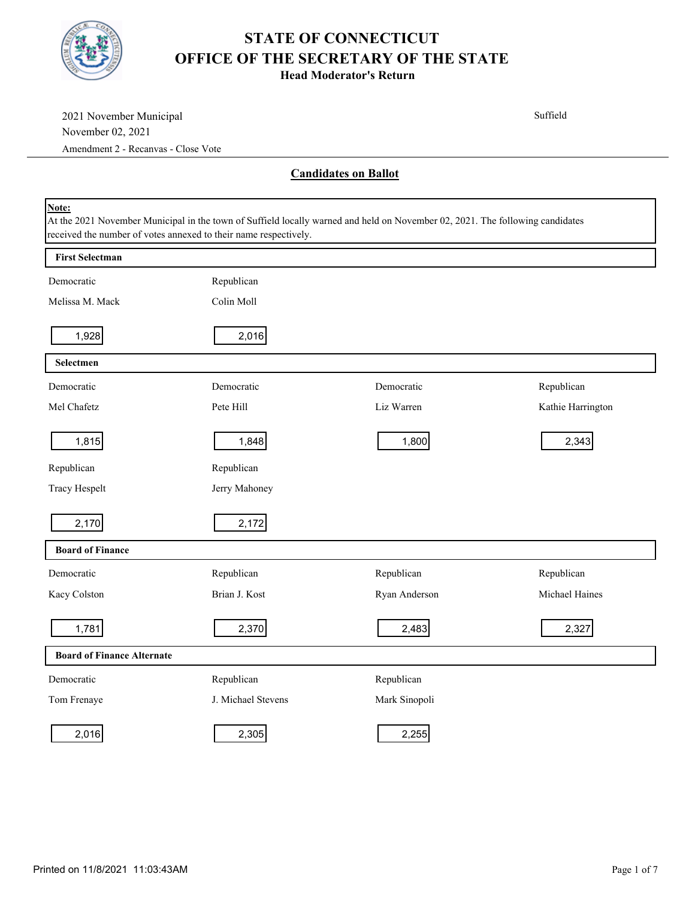# STATE OF CONNECTICUT
# OFFICE OF THE SECRETARY OF THE STATE
### Head Moderator's Return

2021 November Municipal
November 02, 2021
Amendment 2 - Recanvas - Close Vote

Suffield

## Candidates on Ballot

**Note:**
At the 2021 November Municipal in the town of Suffield locally warned and held on November 02, 2021. The following candidates received the number of votes annexed to their name respectively.

### First Selectman

| Democratic | Republican |
|---|---|
| Melissa M. Mack | Colin Moll |
| 1,928 | 2,016 |

### Selectmen

| Democratic | Democratic | Democratic | Republican |
|---|---|---|---|
| Mel Chafetz | Pete Hill | Liz Warren | Kathie Harrington |
| 1,815 | 1,848 | 1,800 | 2,343 |

| Republican | Republican |
|---|---|
| Tracy Hespelt | Jerry Mahoney |
| 2,170 | 2,172 |

### Board of Finance

| Democratic | Republican | Republican | Republican |
|---|---|---|---|
| Kacy Colston | Brian J. Kost | Ryan Anderson | Michael Haines |
| 1,781 | 2,370 | 2,483 | 2,327 |

### Board of Finance Alternate

| Democratic | Republican | Republican |
|---|---|---|
| Tom Frenaye | J. Michael Stevens | Mark Sinopoli |
| 2,016 | 2,305 | 2,255 |

Printed on 11/8/2021 11:03:43AM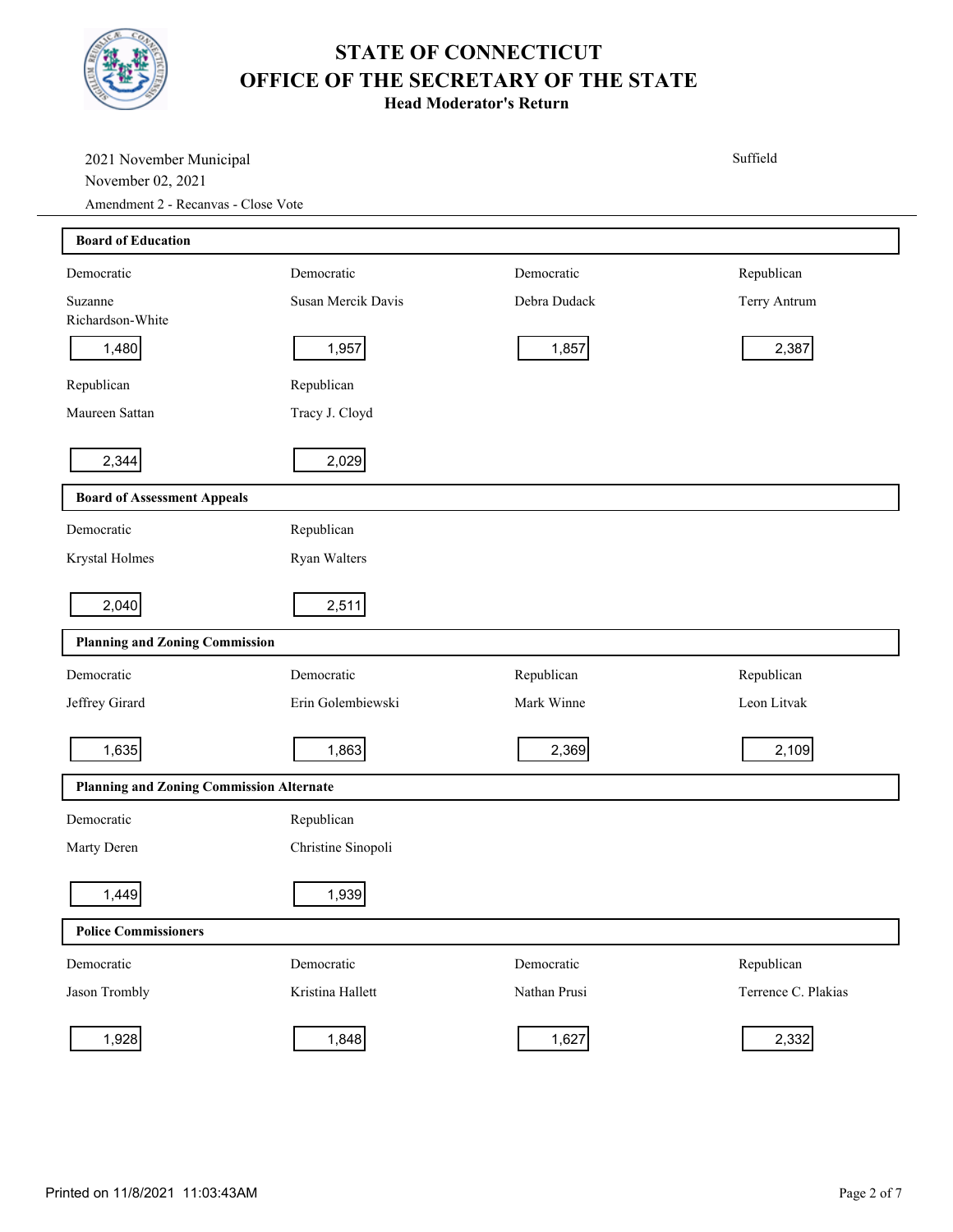# STATE OF CONNECTICUT
# OFFICE OF THE SECRETARY OF THE STATE
## Head Moderator's Return

2021 November Municipal
November 02, 2021
Amendment 2 - Recanvas - Close Vote

Suffield

### Board of Education

| Party | Candidate | Votes |
|---|---|---|
| Democratic | Suzanne Richardson-White | 1,480 |
| Democratic | Susan Mercik Davis | 1,957 |
| Democratic | Debra Dudack | 1,857 |
| Republican | Terry Antrum | 2,387 |
| Republican | Maureen Sattan | 2,344 |
| Republican | Tracy J. Cloyd | 2,029 |

### Board of Assessment Appeals

| Party | Candidate | Votes |
|---|---|---|
| Democratic | Krystal Holmes | 2,040 |
| Republican | Ryan Walters | 2,511 |

### Planning and Zoning Commission

| Party | Candidate | Votes |
|---|---|---|
| Democratic | Jeffrey Girard | 1,635 |
| Democratic | Erin Golembiewski | 1,863 |
| Republican | Mark Winne | 2,369 |
| Republican | Leon Litvak | 2,109 |

### Planning and Zoning Commission Alternate

| Party | Candidate | Votes |
|---|---|---|
| Democratic | Marty Deren | 1,449 |
| Republican | Christine Sinopoli | 1,939 |

### Police Commissioners

| Party | Candidate | Votes |
|---|---|---|
| Democratic | Jason Trombly | 1,928 |
| Democratic | Kristina Hallett | 1,848 |
| Democratic | Nathan Prusi | 1,627 |
| Republican | Terrence C. Plakias | 2,332 |

Printed on 11/8/2021 11:03:43AM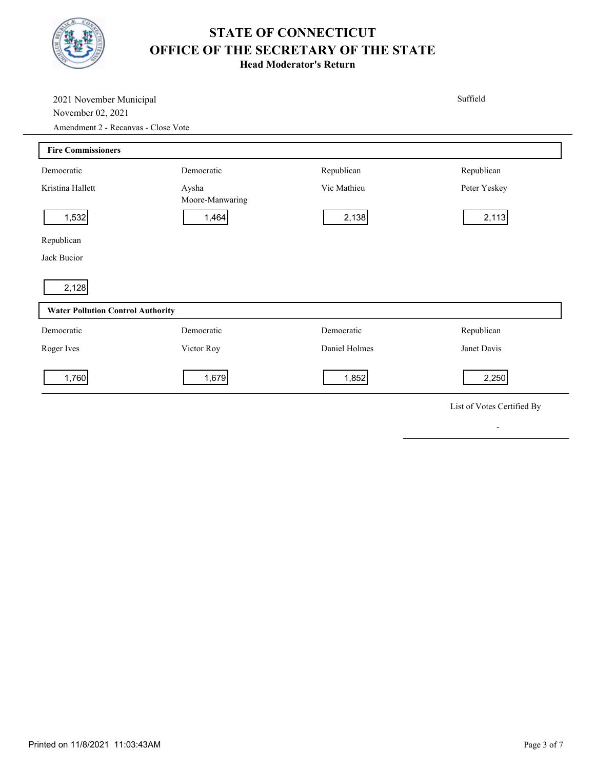# STATE OF CONNECTICUT
# OFFICE OF THE SECRETARY OF THE STATE
## Head Moderator's Return

2021 November Municipal
November 02, 2021
Amendment 2 - Recanvas - Close Vote

Suffield

### Fire Commissioners

| Party | Candidate | Votes |
|---|---|---|
| Democratic | Kristina Hallett | 1,532 |
| Democratic | Aysha Moore-Manwaring | 1,464 |
| Republican | Vic Mathieu | 2,138 |
| Republican | Peter Yeskey | 2,113 |
| Republican | Jack Bucior | 2,128 |

### Water Pollution Control Authority

| Party | Candidate | Votes |
|---|---|---|
| Democratic | Roger Ives | 1,760 |
| Democratic | Victor Roy | 1,679 |
| Democratic | Daniel Holmes | 1,852 |
| Republican | Janet Davis | 2,250 |

List of Votes Certified By

-

Printed on 11/8/2021 11:03:43AM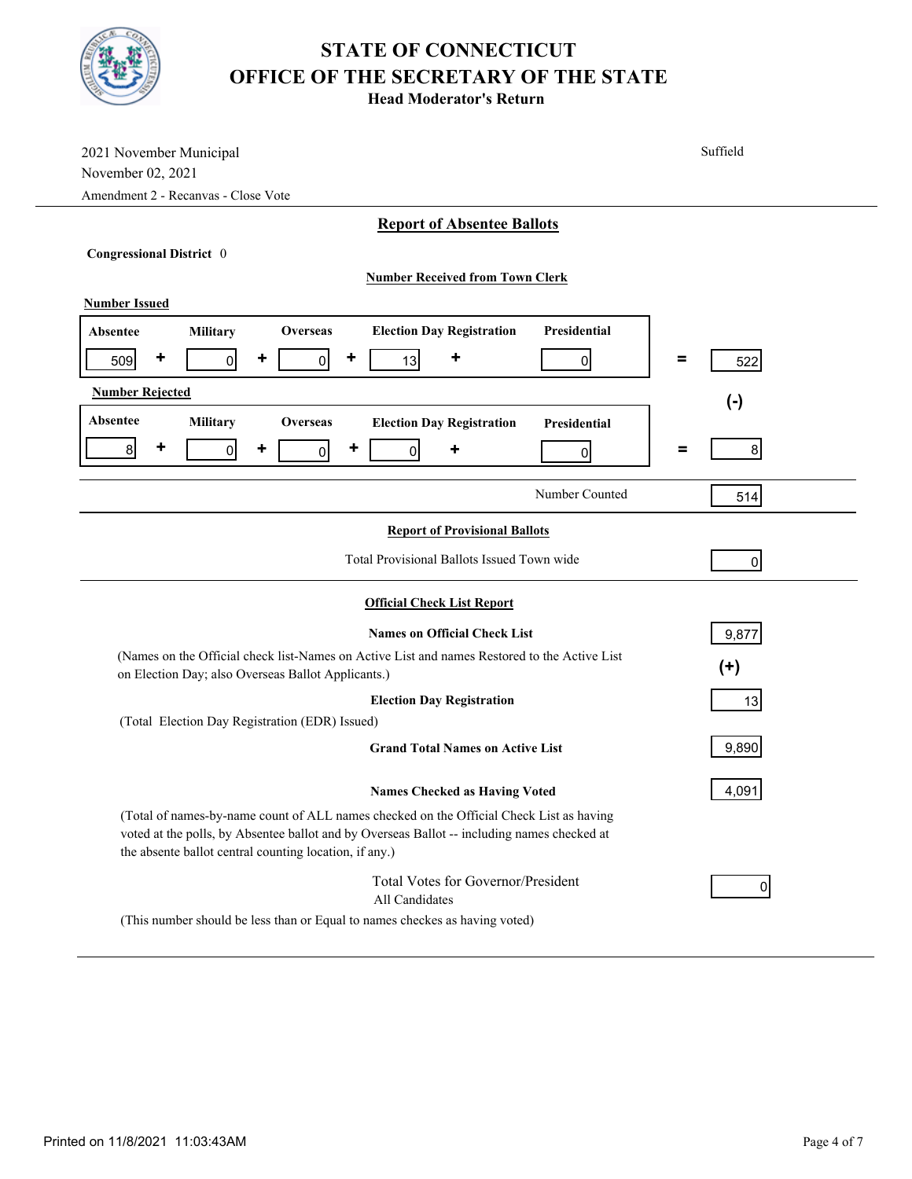# STATE OF CONNECTICUT
# OFFICE OF THE SECRETARY OF THE STATE
## Head Moderator's Return

2021 November Municipal
November 02, 2021
Amendment 2 - Recanvas - Close Vote

Suffield

### Report of Absentee Ballots

**Congressional District** 0

**Number Received from Town Clerk**

**Number Issued**

| Absentee | | Military | | Overseas | | Election Day Registration | | Presidential | | Total |
|---|---|---|---|---|---|---|---|---|---|---|
| 509 | + | 0 | + | 0 | + | 13 | + | 0 | = | 522 |

(-)

**Number Rejected**

| Absentee | | Military | | Overseas | | Election Day Registration | | Presidential | | Total |
|---|---|---|---|---|---|---|---|---|---|---|
| 8 | + | 0 | + | 0 | + | 0 | + | 0 | = | 8 |

Number Counted: 514

### Report of Provisional Ballots

Total Provisional Ballots Issued Town wide: 0

### Official Check List Report

**Names on Official Check List**: 9,877

(Names on the Official check list-Names on Active List and names Restored to the Active List on Election Day; also Overseas Ballot Applicants.)

(+)

**Election Day Registration**: 13

(Total Election Day Registration (EDR) Issued)

**Grand Total Names on Active List**: 9,890

**Names Checked as Having Voted**: 4,091

(Total of names-by-name count of ALL names checked on the Official Check List as having voted at the polls, by Absentee ballot and by Overseas Ballot -- including names checked at the absente ballot central counting location, if any.)

Total Votes for Governor/President
All Candidates: 0

(This number should be less than or Equal to names checkes as having voted)

Printed on 11/8/2021 11:03:43AM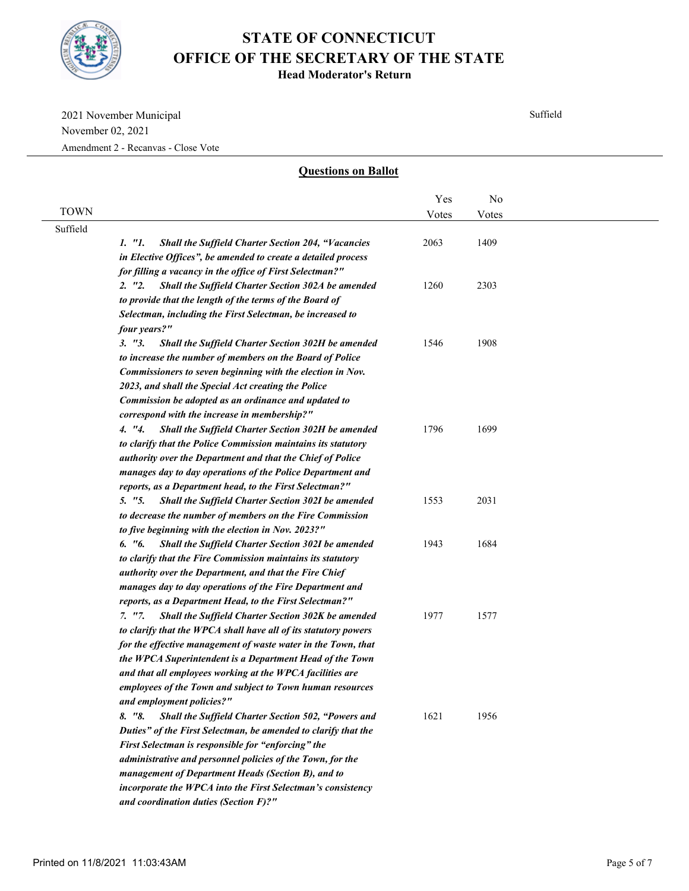# STATE OF CONNECTICUT
# OFFICE OF THE SECRETARY OF THE STATE
**Head Moderator's Return**

2021 November Municipal
November 02, 2021
Amendment 2 - Recanvas - Close Vote

Suffield

## Questions on Ballot

| TOWN | | Yes Votes | No Votes |
|---|---|---|---|
| Suffield | | | |
| | *1. "1. **Shall the Suffield Charter Section 204, "Vacancies in Elective Offices", be amended to create a detailed process for filling a vacancy in the office of First Selectman?"*** | 2063 | 1409 |
| | *2. "2. **Shall the Suffield Charter Section 302A be amended to provide that the length of the terms of the Board of Selectman, including the First Selectman, be increased to four years?"*** | 1260 | 2303 |
| | *3. "3. **Shall the Suffield Charter Section 302H be amended to increase the number of members on the Board of Police Commissioners to seven beginning with the election in Nov. 2023, and shall the Special Act creating the Police Commission be adopted as an ordinance and updated to correspond with the increase in membership?"*** | 1546 | 1908 |
| | *4. "4. **Shall the Suffield Charter Section 302H be amended to clarify that the Police Commission maintains its statutory authority over the Department and that the Chief of Police manages day to day operations of the Police Department and reports, as a Department head, to the First Selectman?"*** | 1796 | 1699 |
| | *5. "5. **Shall the Suffield Charter Section 302I be amended to decrease the number of members on the Fire Commission to five beginning with the election in Nov. 2023?"*** | 1553 | 2031 |
| | *6. "6. **Shall the Suffield Charter Section 302I be amended to clarify that the Fire Commission maintains its statutory authority over the Department, and that the Fire Chief manages day to day operations of the Fire Department and reports, as a Department Head, to the First Selectman?"*** | 1943 | 1684 |
| | *7. "7. **Shall the Suffield Charter Section 302K be amended to clarify that the WPCA shall have all of its statutory powers for the effective management of waste water in the Town, that the WPCA Superintendent is a Department Head of the Town and that all employees working at the WPCA facilities are employees of the Town and subject to Town human resources and employment policies?"*** | 1977 | 1577 |
| | *8. "8. **Shall the Suffield Charter Section 502, "Powers and Duties" of the First Selectman, be amended to clarify that the First Selectman is responsible for "enforcing" the administrative and personnel policies of the Town, for the management of Department Heads (Section B), and to incorporate the WPCA into the First Selectman's consistency and coordination duties (Section F)?"*** | 1621 | 1956 |

Printed on 11/8/2021 11:03:43AM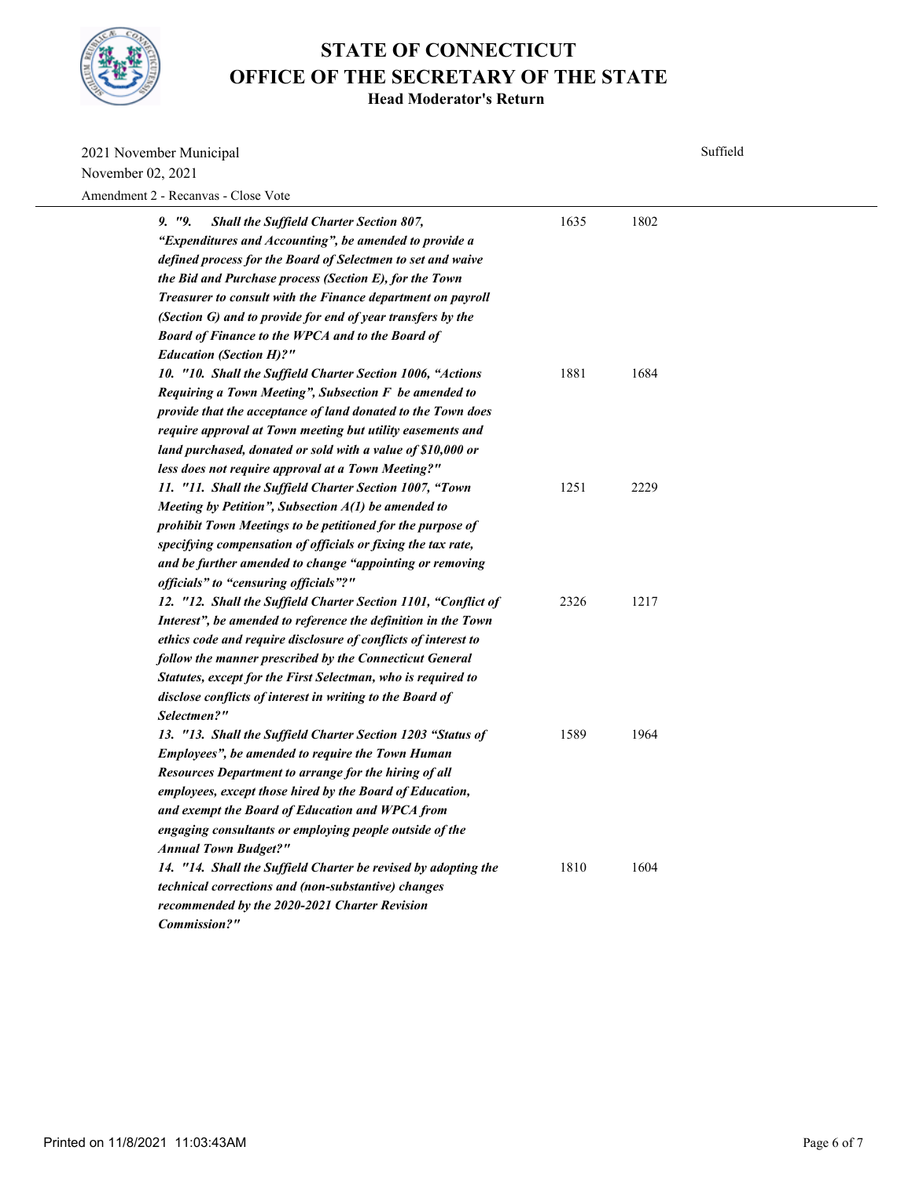# STATE OF CONNECTICUT
# OFFICE OF THE SECRETARY OF THE STATE
## Head Moderator's Return

2021 November Municipal

November 02, 2021

Suffield

Amendment 2 - Recanvas - Close Vote

| Question | | |
|---|---|---|
| *9. "9. **Shall the Suffield Charter Section 807, "Expenditures and Accounting", be amended to provide a defined process for the Board of Selectmen to set and waive the Bid and Purchase process (Section E), for the Town Treasurer to consult with the Finance department on payroll (Section G) and to provide for end of year transfers by the Board of Finance to the WPCA and to the Board of Education (Section H)?"*** | 1635 | 1802 |
| ***10. "10. Shall the Suffield Charter Section 1006, "Actions Requiring a Town Meeting", Subsection F be amended to provide that the acceptance of land donated to the Town does require approval at Town meeting but utility easements and land purchased, donated or sold with a value of $10,000 or less does not require approval at a Town Meeting?"*** | 1881 | 1684 |
| ***11. "11. Shall the Suffield Charter Section 1007, "Town Meeting by Petition", Subsection A(1) be amended to prohibit Town Meetings to be petitioned for the purpose of specifying compensation of officials or fixing the tax rate, and be further amended to change "appointing or removing officials" to "censuring officials"?"*** | 1251 | 2229 |
| ***12. "12. Shall the Suffield Charter Section 1101, "Conflict of Interest", be amended to reference the definition in the Town ethics code and require disclosure of conflicts of interest to follow the manner prescribed by the Connecticut General Statutes, except for the First Selectman, who is required to disclose conflicts of interest in writing to the Board of Selectmen?"*** | 2326 | 1217 |
| ***13. "13. Shall the Suffield Charter Section 1203 "Status of Employees", be amended to require the Town Human Resources Department to arrange for the hiring of all employees, except those hired by the Board of Education, and exempt the Board of Education and WPCA from engaging consultants or employing people outside of the Annual Town Budget?"*** | 1589 | 1964 |
| ***14. "14. Shall the Suffield Charter be revised by adopting the technical corrections and (non-substantive) changes recommended by the 2020-2021 Charter Revision Commission?"*** | 1810 | 1604 |

Printed on 11/8/2021 11:03:43AM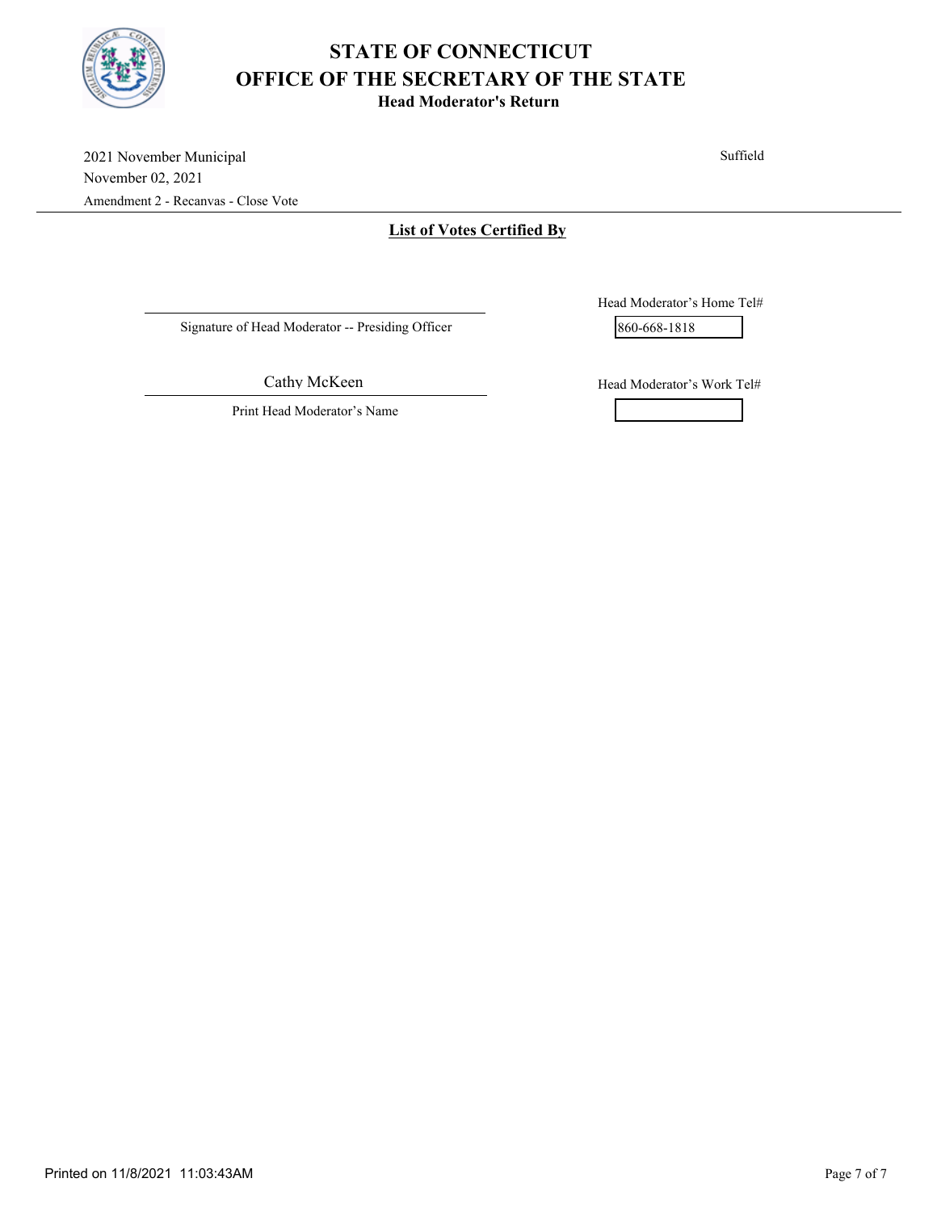# STATE OF CONNECTICUT
# OFFICE OF THE SECRETARY OF THE STATE
**Head Moderator's Return**

2021 November Municipal
November 02, 2021
Amendment 2 - Recanvas - Close Vote

Suffield

---

**List of Votes Certified By**

______________________________
Signature of Head Moderator -- Presiding Officer

Head Moderator's Home Tel#
860-668-1818

Cathy McKeen
______________________________
Print Head Moderator's Name

Head Moderator's Work Tel#

Printed on 11/8/2021 11:03:43AM